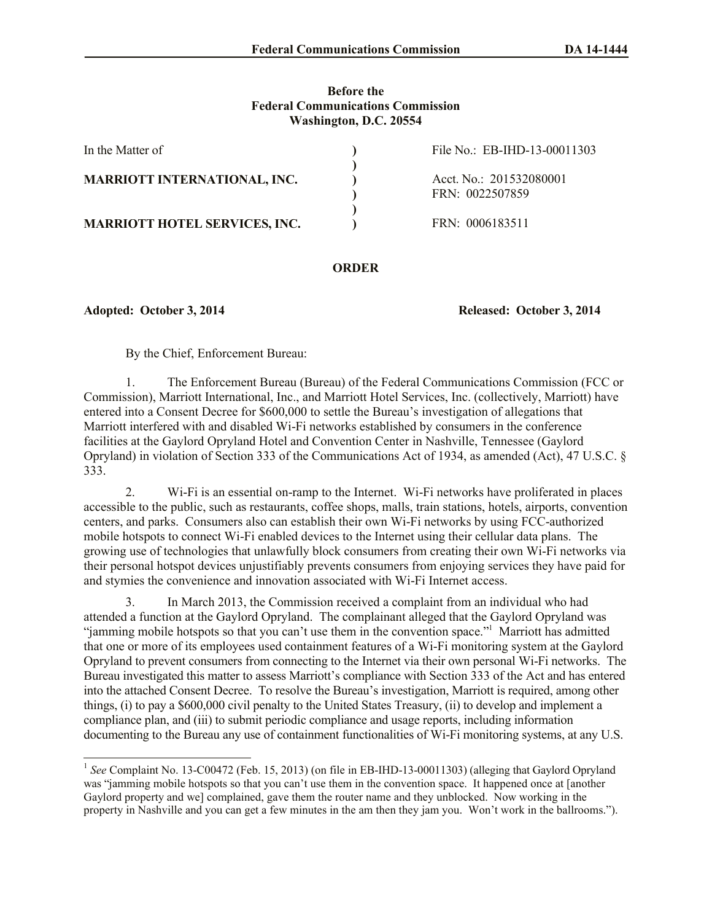Before the
Federal Communications Commission
Washington, D.C. 20554

| | | |
|---|---|---|
| In the Matter of | ) | File No.: EB-IHD-13-00011303 |
| | ) | |
| **MARRIOTT INTERNATIONAL, INC.** | ) | Acct. No.: 201532080001 |
| | ) | FRN: 0022507859 |
| | ) | |
| **MARRIOTT HOTEL SERVICES, INC.** | ) | FRN: 0006183511 |

## ORDER

**Adopted: October 3, 2014** **Released: October 3, 2014**

By the Chief, Enforcement Bureau:

1. The Enforcement Bureau (Bureau) of the Federal Communications Commission (FCC or Commission), Marriott International, Inc., and Marriott Hotel Services, Inc. (collectively, Marriott) have entered into a Consent Decree for $600,000 to settle the Bureau's investigation of allegations that Marriott interfered with and disabled Wi-Fi networks established by consumers in the conference facilities at the Gaylord Opryland Hotel and Convention Center in Nashville, Tennessee (Gaylord Opryland) in violation of Section 333 of the Communications Act of 1934, as amended (Act), 47 U.S.C. § 333.

2. Wi-Fi is an essential on-ramp to the Internet. Wi-Fi networks have proliferated in places accessible to the public, such as restaurants, coffee shops, malls, train stations, hotels, airports, convention centers, and parks. Consumers also can establish their own Wi-Fi networks by using FCC-authorized mobile hotspots to connect Wi-Fi enabled devices to the Internet using their cellular data plans. The growing use of technologies that unlawfully block consumers from creating their own Wi-Fi networks via their personal hotspot devices unjustifiably prevents consumers from enjoying services they have paid for and stymies the convenience and innovation associated with Wi-Fi Internet access.

3. In March 2013, the Commission received a complaint from an individual who had attended a function at the Gaylord Opryland. The complainant alleged that the Gaylord Opryland was "jamming mobile hotspots so that you can't use them in the convention space."[1] Marriott has admitted that one or more of its employees used containment features of a Wi-Fi monitoring system at the Gaylord Opryland to prevent consumers from connecting to the Internet via their own personal Wi-Fi networks. The Bureau investigated this matter to assess Marriott's compliance with Section 333 of the Act and has entered into the attached Consent Decree. To resolve the Bureau's investigation, Marriott is required, among other things, (i) to pay a $600,000 civil penalty to the United States Treasury, (ii) to develop and implement a compliance plan, and (iii) to submit periodic compliance and usage reports, including information documenting to the Bureau any use of containment functionalities of Wi-Fi monitoring systems, at any U.S.

---

[1] *See* Complaint No. 13-C00472 (Feb. 15, 2013) (on file in EB-IHD-13-00011303) (alleging that Gaylord Opryland was "jamming mobile hotspots so that you can't use them in the convention space. It happened once at [another Gaylord property and we] complained, gave them the router name and they unblocked. Now working in the property in Nashville and you can get a few minutes in the am then they jam you. Won't work in the ballrooms.").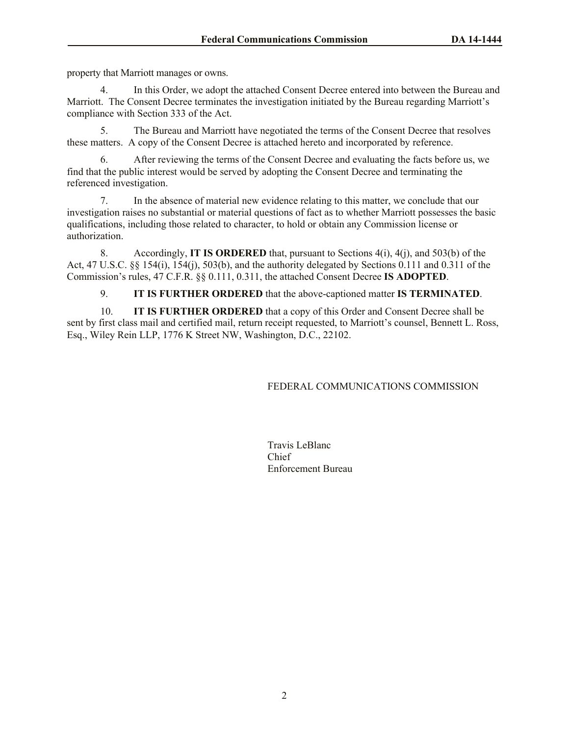property that Marriott manages or owns.

4. In this Order, we adopt the attached Consent Decree entered into between the Bureau and Marriott. The Consent Decree terminates the investigation initiated by the Bureau regarding Marriott's compliance with Section 333 of the Act.

5. The Bureau and Marriott have negotiated the terms of the Consent Decree that resolves these matters. A copy of the Consent Decree is attached hereto and incorporated by reference.

6. After reviewing the terms of the Consent Decree and evaluating the facts before us, we find that the public interest would be served by adopting the Consent Decree and terminating the referenced investigation.

7. In the absence of material new evidence relating to this matter, we conclude that our investigation raises no substantial or material questions of fact as to whether Marriott possesses the basic qualifications, including those related to character, to hold or obtain any Commission license or authorization.

8. Accordingly, **IT IS ORDERED** that, pursuant to Sections 4(i), 4(j), and 503(b) of the Act, 47 U.S.C. §§ 154(i), 154(j), 503(b), and the authority delegated by Sections 0.111 and 0.311 of the Commission's rules, 47 C.F.R. §§ 0.111, 0.311, the attached Consent Decree **IS ADOPTED**.

9. **IT IS FURTHER ORDERED** that the above-captioned matter **IS TERMINATED**.

10. **IT IS FURTHER ORDERED** that a copy of this Order and Consent Decree shall be sent by first class mail and certified mail, return receipt requested, to Marriott's counsel, Bennett L. Ross, Esq., Wiley Rein LLP, 1776 K Street NW, Washington, D.C., 22102.

FEDERAL COMMUNICATIONS COMMISSION

Travis LeBlanc
Chief
Enforcement Bureau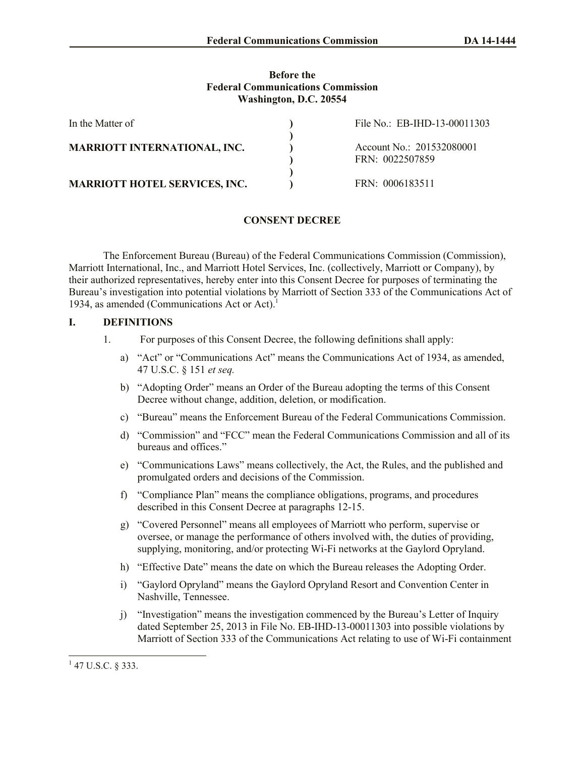**Before the**
**Federal Communications Commission**
**Washington, D.C. 20554**

| In the Matter of | ) | File No.: EB-IHD-13-00011303 |
|---|---|---|
| | ) | |
| **MARRIOTT INTERNATIONAL, INC.** | ) | Account No.: 201532080001 |
| | ) | FRN: 0022507859 |
| | ) | |
| **MARRIOTT HOTEL SERVICES, INC.** | ) | FRN: 0006183511 |

## CONSENT DECREE

The Enforcement Bureau (Bureau) of the Federal Communications Commission (Commission), Marriott International, Inc., and Marriott Hotel Services, Inc. (collectively, Marriott or Company), by their authorized representatives, hereby enter into this Consent Decree for purposes of terminating the Bureau's investigation into potential violations by Marriott of Section 333 of the Communications Act of 1934, as amended (Communications Act or Act).[1]

## I. DEFINITIONS

1. For purposes of this Consent Decree, the following definitions shall apply:

   a) "Act" or "Communications Act" means the Communications Act of 1934, as amended, 47 U.S.C. § 151 *et seq.*

   b) "Adopting Order" means an Order of the Bureau adopting the terms of this Consent Decree without change, addition, deletion, or modification.

   c) "Bureau" means the Enforcement Bureau of the Federal Communications Commission.

   d) "Commission" and "FCC" mean the Federal Communications Commission and all of its bureaus and offices."

   e) "Communications Laws" means collectively, the Act, the Rules, and the published and promulgated orders and decisions of the Commission.

   f) "Compliance Plan" means the compliance obligations, programs, and procedures described in this Consent Decree at paragraphs 12-15.

   g) "Covered Personnel" means all employees of Marriott who perform, supervise or oversee, or manage the performance of others involved with, the duties of providing, supplying, monitoring, and/or protecting Wi-Fi networks at the Gaylord Opryland.

   h) "Effective Date" means the date on which the Bureau releases the Adopting Order.

   i) "Gaylord Opryland" means the Gaylord Opryland Resort and Convention Center in Nashville, Tennessee.

   j) "Investigation" means the investigation commenced by the Bureau's Letter of Inquiry dated September 25, 2013 in File No. EB-IHD-13-00011303 into possible violations by Marriott of Section 333 of the Communications Act relating to use of Wi-Fi containment

[1] 47 U.S.C. § 333.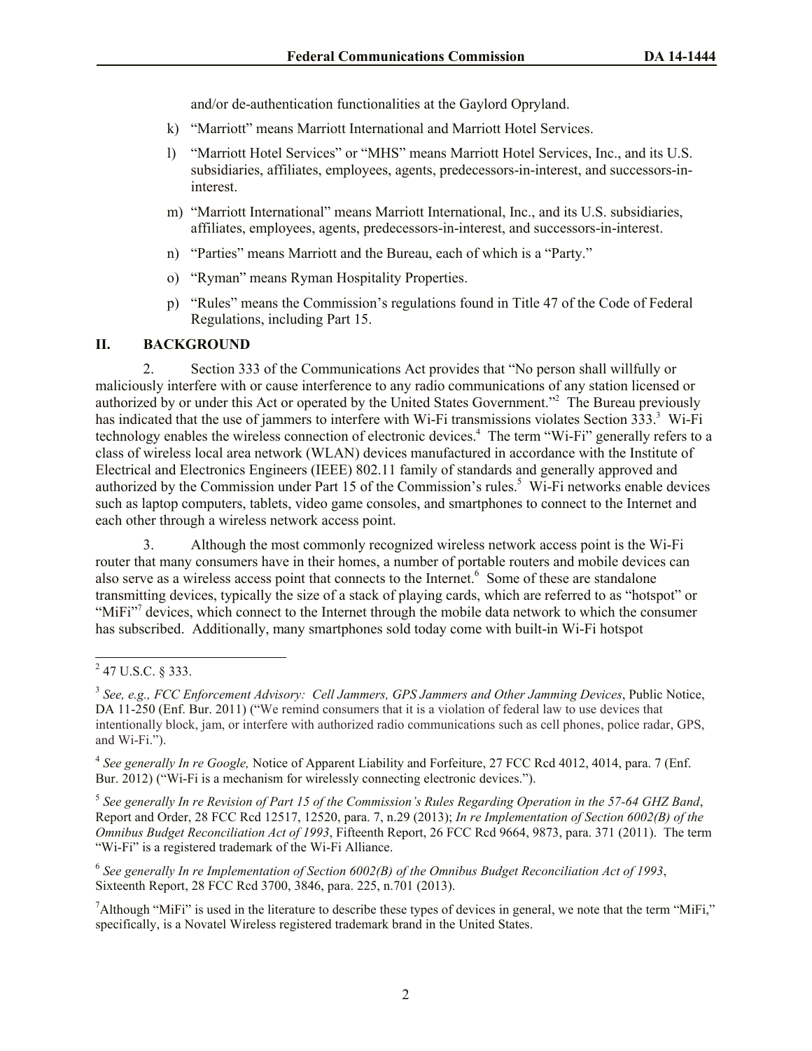and/or de-authentication functionalities at the Gaylord Opryland.

k) "Marriott" means Marriott International and Marriott Hotel Services.

l) "Marriott Hotel Services" or "MHS" means Marriott Hotel Services, Inc., and its U.S. subsidiaries, affiliates, employees, agents, predecessors-in-interest, and successors-in-interest.

m) "Marriott International" means Marriott International, Inc., and its U.S. subsidiaries, affiliates, employees, agents, predecessors-in-interest, and successors-in-interest.

n) "Parties" means Marriott and the Bureau, each of which is a "Party."

o) "Ryman" means Ryman Hospitality Properties.

p) "Rules" means the Commission's regulations found in Title 47 of the Code of Federal Regulations, including Part 15.

## II. BACKGROUND

2. Section 333 of the Communications Act provides that "No person shall willfully or maliciously interfere with or cause interference to any radio communications of any station licensed or authorized by or under this Act or operated by the United States Government."[2] The Bureau previously has indicated that the use of jammers to interfere with Wi-Fi transmissions violates Section 333.[3] Wi-Fi technology enables the wireless connection of electronic devices.[4] The term "Wi-Fi" generally refers to a class of wireless local area network (WLAN) devices manufactured in accordance with the Institute of Electrical and Electronics Engineers (IEEE) 802.11 family of standards and generally approved and authorized by the Commission under Part 15 of the Commission's rules.[5] Wi-Fi networks enable devices such as laptop computers, tablets, video game consoles, and smartphones to connect to the Internet and each other through a wireless network access point.

3. Although the most commonly recognized wireless network access point is the Wi-Fi router that many consumers have in their homes, a number of portable routers and mobile devices can also serve as a wireless access point that connects to the Internet.[6] Some of these are standalone transmitting devices, typically the size of a stack of playing cards, which are referred to as "hotspot" or "MiFi"[7] devices, which connect to the Internet through the mobile data network to which the consumer has subscribed. Additionally, many smartphones sold today come with built-in Wi-Fi hotspot

---

[2] 47 U.S.C. § 333.

[3] *See, e.g., FCC Enforcement Advisory: Cell Jammers, GPS Jammers and Other Jamming Devices*, Public Notice, DA 11-250 (Enf. Bur. 2011) ("We remind consumers that it is a violation of federal law to use devices that intentionally block, jam, or interfere with authorized radio communications such as cell phones, police radar, GPS, and Wi-Fi.").

[4] *See generally In re Google,* Notice of Apparent Liability and Forfeiture, 27 FCC Rcd 4012, 4014, para. 7 (Enf. Bur. 2012) ("Wi-Fi is a mechanism for wirelessly connecting electronic devices.").

[5] *See generally In re Revision of Part 15 of the Commission's Rules Regarding Operation in the 57-64 GHZ Band*, Report and Order, 28 FCC Rcd 12517, 12520, para. 7, n.29 (2013); *In re Implementation of Section 6002(B) of the Omnibus Budget Reconciliation Act of 1993*, Fifteenth Report, 26 FCC Rcd 9664, 9873, para. 371 (2011). The term "Wi-Fi" is a registered trademark of the Wi-Fi Alliance.

[6] *See generally In re Implementation of Section 6002(B) of the Omnibus Budget Reconciliation Act of 1993*, Sixteenth Report, 28 FCC Rcd 3700, 3846, para. 225, n.701 (2013).

[7] Although "MiFi" is used in the literature to describe these types of devices in general, we note that the term "MiFi," specifically, is a Novatel Wireless registered trademark brand in the United States.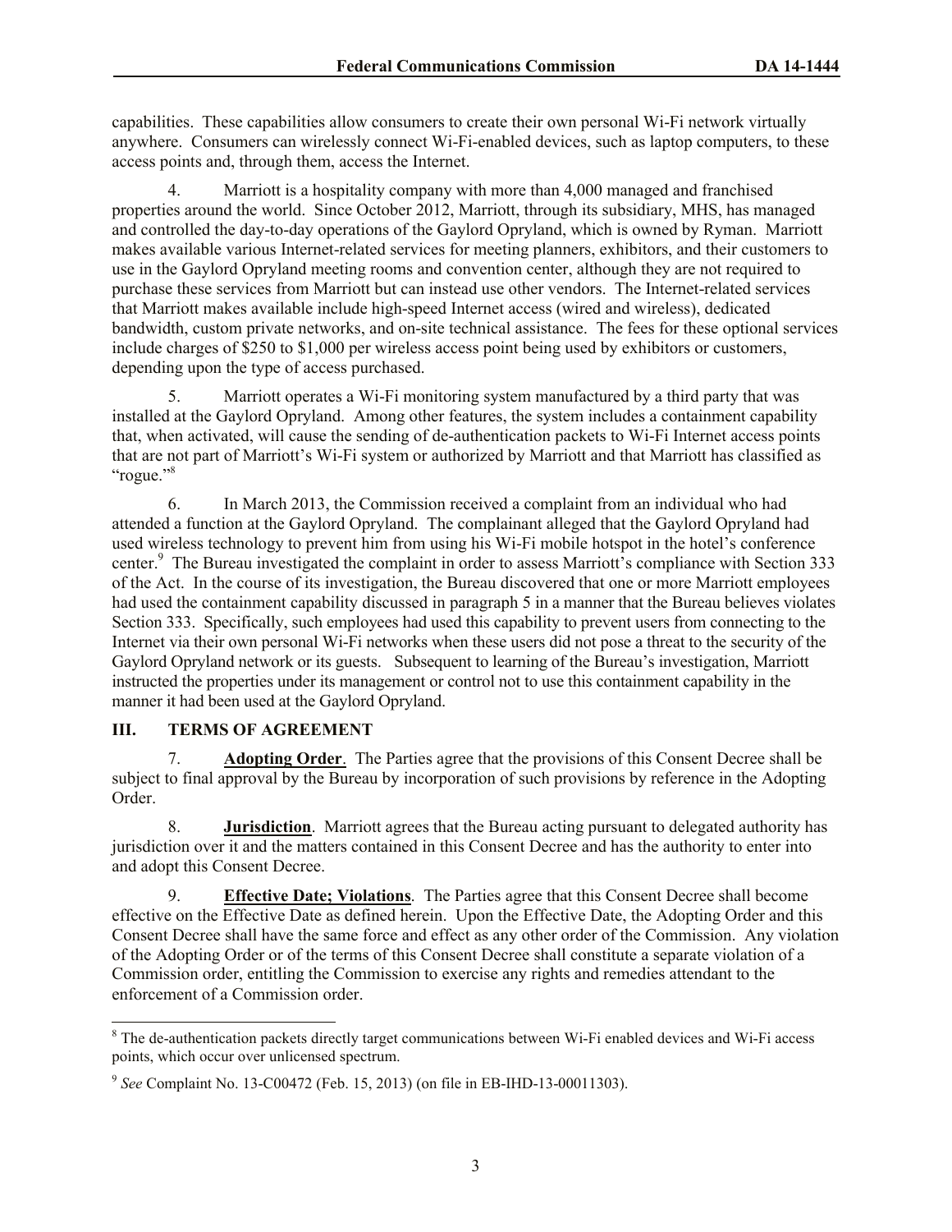capabilities. These capabilities allow consumers to create their own personal Wi-Fi network virtually anywhere. Consumers can wirelessly connect Wi-Fi-enabled devices, such as laptop computers, to these access points and, through them, access the Internet.

4. Marriott is a hospitality company with more than 4,000 managed and franchised properties around the world. Since October 2012, Marriott, through its subsidiary, MHS, has managed and controlled the day-to-day operations of the Gaylord Opryland, which is owned by Ryman. Marriott makes available various Internet-related services for meeting planners, exhibitors, and their customers to use in the Gaylord Opryland meeting rooms and convention center, although they are not required to purchase these services from Marriott but can instead use other vendors. The Internet-related services that Marriott makes available include high-speed Internet access (wired and wireless), dedicated bandwidth, custom private networks, and on-site technical assistance. The fees for these optional services include charges of $250 to $1,000 per wireless access point being used by exhibitors or customers, depending upon the type of access purchased.

5. Marriott operates a Wi-Fi monitoring system manufactured by a third party that was installed at the Gaylord Opryland. Among other features, the system includes a containment capability that, when activated, will cause the sending of de-authentication packets to Wi-Fi Internet access points that are not part of Marriott's Wi-Fi system or authorized by Marriott and that Marriott has classified as "rogue."[8]

6. In March 2013, the Commission received a complaint from an individual who had attended a function at the Gaylord Opryland. The complainant alleged that the Gaylord Opryland had used wireless technology to prevent him from using his Wi-Fi mobile hotspot in the hotel's conference center.[9] The Bureau investigated the complaint in order to assess Marriott's compliance with Section 333 of the Act. In the course of its investigation, the Bureau discovered that one or more Marriott employees had used the containment capability discussed in paragraph 5 in a manner that the Bureau believes violates Section 333. Specifically, such employees had used this capability to prevent users from connecting to the Internet via their own personal Wi-Fi networks when these users did not pose a threat to the security of the Gaylord Opryland network or its guests. Subsequent to learning of the Bureau's investigation, Marriott instructed the properties under its management or control not to use this containment capability in the manner it had been used at the Gaylord Opryland.

## III. TERMS OF AGREEMENT

7. **Adopting Order**. The Parties agree that the provisions of this Consent Decree shall be subject to final approval by the Bureau by incorporation of such provisions by reference in the Adopting Order.

8. **Jurisdiction**. Marriott agrees that the Bureau acting pursuant to delegated authority has jurisdiction over it and the matters contained in this Consent Decree and has the authority to enter into and adopt this Consent Decree.

9. **Effective Date; Violations**. The Parties agree that this Consent Decree shall become effective on the Effective Date as defined herein. Upon the Effective Date, the Adopting Order and this Consent Decree shall have the same force and effect as any other order of the Commission. Any violation of the Adopting Order or of the terms of this Consent Decree shall constitute a separate violation of a Commission order, entitling the Commission to exercise any rights and remedies attendant to the enforcement of a Commission order.

---

[8] The de-authentication packets directly target communications between Wi-Fi enabled devices and Wi-Fi access points, which occur over unlicensed spectrum.

[9] *See* Complaint No. 13-C00472 (Feb. 15, 2013) (on file in EB-IHD-13-00011303).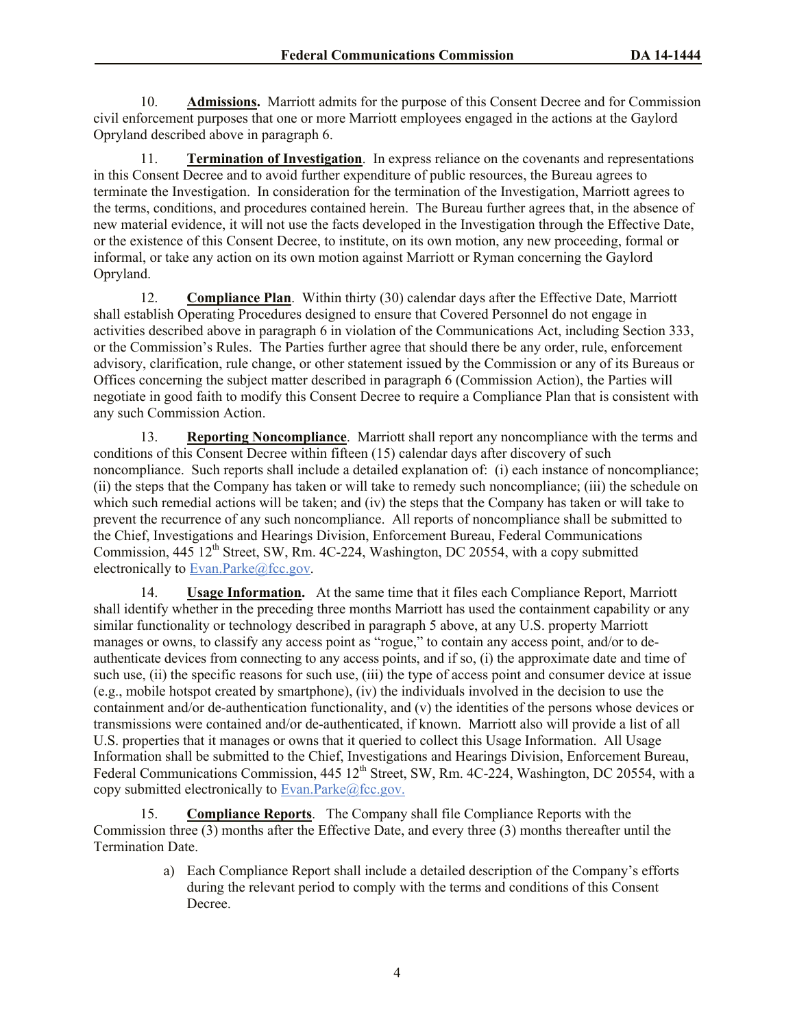10. **Admissions.** Marriott admits for the purpose of this Consent Decree and for Commission civil enforcement purposes that one or more Marriott employees engaged in the actions at the Gaylord Opryland described above in paragraph 6.

11. **Termination of Investigation**. In express reliance on the covenants and representations in this Consent Decree and to avoid further expenditure of public resources, the Bureau agrees to terminate the Investigation. In consideration for the termination of the Investigation, Marriott agrees to the terms, conditions, and procedures contained herein. The Bureau further agrees that, in the absence of new material evidence, it will not use the facts developed in the Investigation through the Effective Date, or the existence of this Consent Decree, to institute, on its own motion, any new proceeding, formal or informal, or take any action on its own motion against Marriott or Ryman concerning the Gaylord Opryland.

12. **Compliance Plan**. Within thirty (30) calendar days after the Effective Date, Marriott shall establish Operating Procedures designed to ensure that Covered Personnel do not engage in activities described above in paragraph 6 in violation of the Communications Act, including Section 333, or the Commission's Rules. The Parties further agree that should there be any order, rule, enforcement advisory, clarification, rule change, or other statement issued by the Commission or any of its Bureaus or Offices concerning the subject matter described in paragraph 6 (Commission Action), the Parties will negotiate in good faith to modify this Consent Decree to require a Compliance Plan that is consistent with any such Commission Action.

13. **Reporting Noncompliance**. Marriott shall report any noncompliance with the terms and conditions of this Consent Decree within fifteen (15) calendar days after discovery of such noncompliance. Such reports shall include a detailed explanation of: (i) each instance of noncompliance; (ii) the steps that the Company has taken or will take to remedy such noncompliance; (iii) the schedule on which such remedial actions will be taken; and (iv) the steps that the Company has taken or will take to prevent the recurrence of any such noncompliance. All reports of noncompliance shall be submitted to the Chief, Investigations and Hearings Division, Enforcement Bureau, Federal Communications Commission, 445 12th Street, SW, Rm. 4C-224, Washington, DC 20554, with a copy submitted electronically to Evan.Parke@fcc.gov.

14. **Usage Information.** At the same time that it files each Compliance Report, Marriott shall identify whether in the preceding three months Marriott has used the containment capability or any similar functionality or technology described in paragraph 5 above, at any U.S. property Marriott manages or owns, to classify any access point as "rogue," to contain any access point, and/or to de-authenticate devices from connecting to any access points, and if so, (i) the approximate date and time of such use, (ii) the specific reasons for such use, (iii) the type of access point and consumer device at issue (e.g., mobile hotspot created by smartphone), (iv) the individuals involved in the decision to use the containment and/or de-authentication functionality, and (v) the identities of the persons whose devices or transmissions were contained and/or de-authenticated, if known. Marriott also will provide a list of all U.S. properties that it manages or owns that it queried to collect this Usage Information. All Usage Information shall be submitted to the Chief, Investigations and Hearings Division, Enforcement Bureau, Federal Communications Commission, 445 12th Street, SW, Rm. 4C-224, Washington, DC 20554, with a copy submitted electronically to Evan.Parke@fcc.gov.

15. **Compliance Reports**. The Company shall file Compliance Reports with the Commission three (3) months after the Effective Date, and every three (3) months thereafter until the Termination Date.

a) Each Compliance Report shall include a detailed description of the Company's efforts during the relevant period to comply with the terms and conditions of this Consent Decree.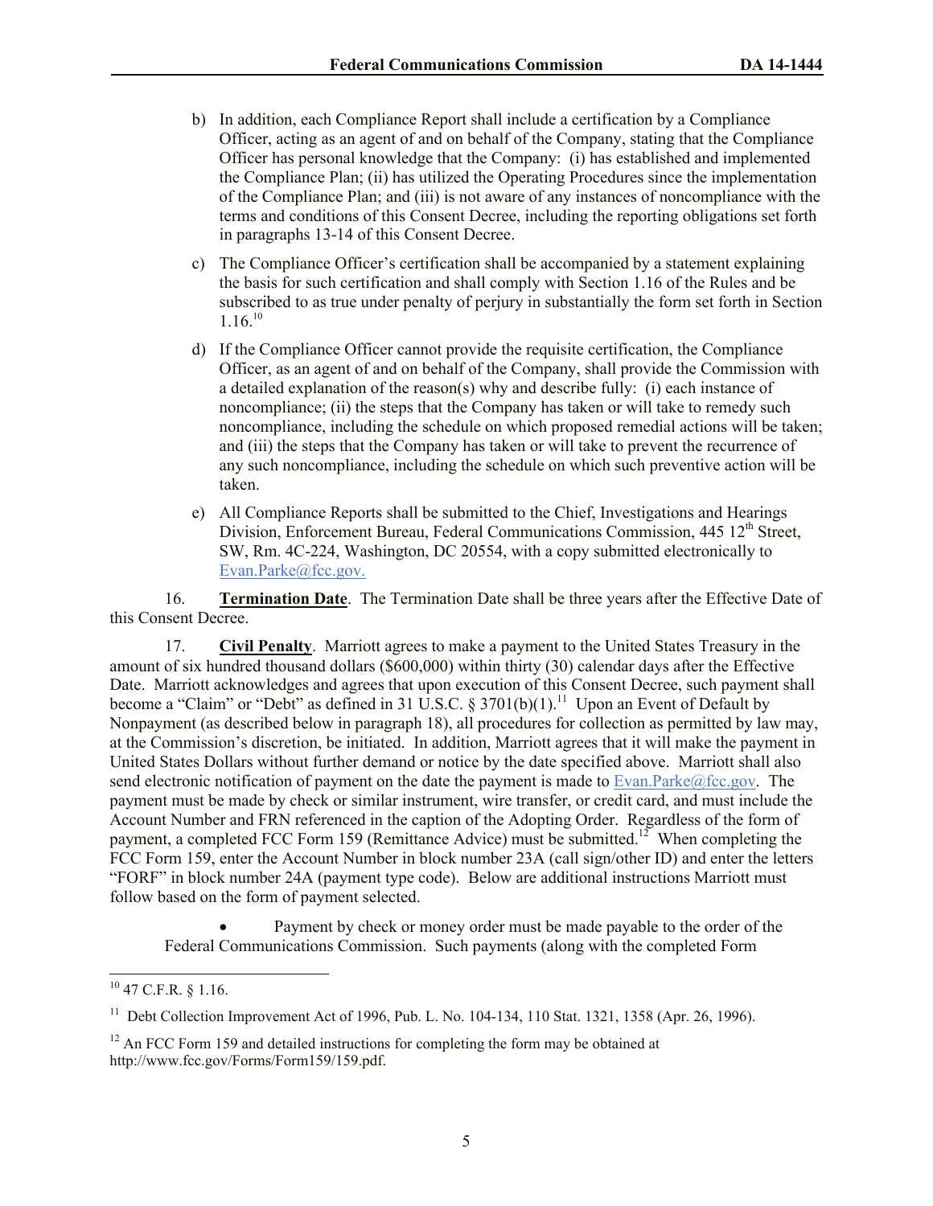b) In addition, each Compliance Report shall include a certification by a Compliance Officer, acting as an agent of and on behalf of the Company, stating that the Compliance Officer has personal knowledge that the Company: (i) has established and implemented the Compliance Plan; (ii) has utilized the Operating Procedures since the implementation of the Compliance Plan; and (iii) is not aware of any instances of noncompliance with the terms and conditions of this Consent Decree, including the reporting obligations set forth in paragraphs 13-14 of this Consent Decree.

c) The Compliance Officer's certification shall be accompanied by a statement explaining the basis for such certification and shall comply with Section 1.16 of the Rules and be subscribed to as true under penalty of perjury in substantially the form set forth in Section 1.16.[10]

d) If the Compliance Officer cannot provide the requisite certification, the Compliance Officer, as an agent of and on behalf of the Company, shall provide the Commission with a detailed explanation of the reason(s) why and describe fully: (i) each instance of noncompliance; (ii) the steps that the Company has taken or will take to remedy such noncompliance, including the schedule on which proposed remedial actions will be taken; and (iii) the steps that the Company has taken or will take to prevent the recurrence of any such noncompliance, including the schedule on which such preventive action will be taken.

e) All Compliance Reports shall be submitted to the Chief, Investigations and Hearings Division, Enforcement Bureau, Federal Communications Commission, 445 12th Street, SW, Rm. 4C-224, Washington, DC 20554, with a copy submitted electronically to Evan.Parke@fcc.gov.

16. **Termination Date**. The Termination Date shall be three years after the Effective Date of this Consent Decree.

17. **Civil Penalty**. Marriott agrees to make a payment to the United States Treasury in the amount of six hundred thousand dollars ($600,000) within thirty (30) calendar days after the Effective Date. Marriott acknowledges and agrees that upon execution of this Consent Decree, such payment shall become a "Claim" or "Debt" as defined in 31 U.S.C. § 3701(b)(1).[11] Upon an Event of Default by Nonpayment (as described below in paragraph 18), all procedures for collection as permitted by law may, at the Commission's discretion, be initiated. In addition, Marriott agrees that it will make the payment in United States Dollars without further demand or notice by the date specified above. Marriott shall also send electronic notification of payment on the date the payment is made to Evan.Parke@fcc.gov. The payment must be made by check or similar instrument, wire transfer, or credit card, and must include the Account Number and FRN referenced in the caption of the Adopting Order. Regardless of the form of payment, a completed FCC Form 159 (Remittance Advice) must be submitted.[12] When completing the FCC Form 159, enter the Account Number in block number 23A (call sign/other ID) and enter the letters "FORF" in block number 24A (payment type code). Below are additional instructions Marriott must follow based on the form of payment selected.

- Payment by check or money order must be made payable to the order of the Federal Communications Commission. Such payments (along with the completed Form

---

[10] 47 C.F.R. § 1.16.

[11] Debt Collection Improvement Act of 1996, Pub. L. No. 104-134, 110 Stat. 1321, 1358 (Apr. 26, 1996).

[12] An FCC Form 159 and detailed instructions for completing the form may be obtained at http://www.fcc.gov/Forms/Form159/159.pdf.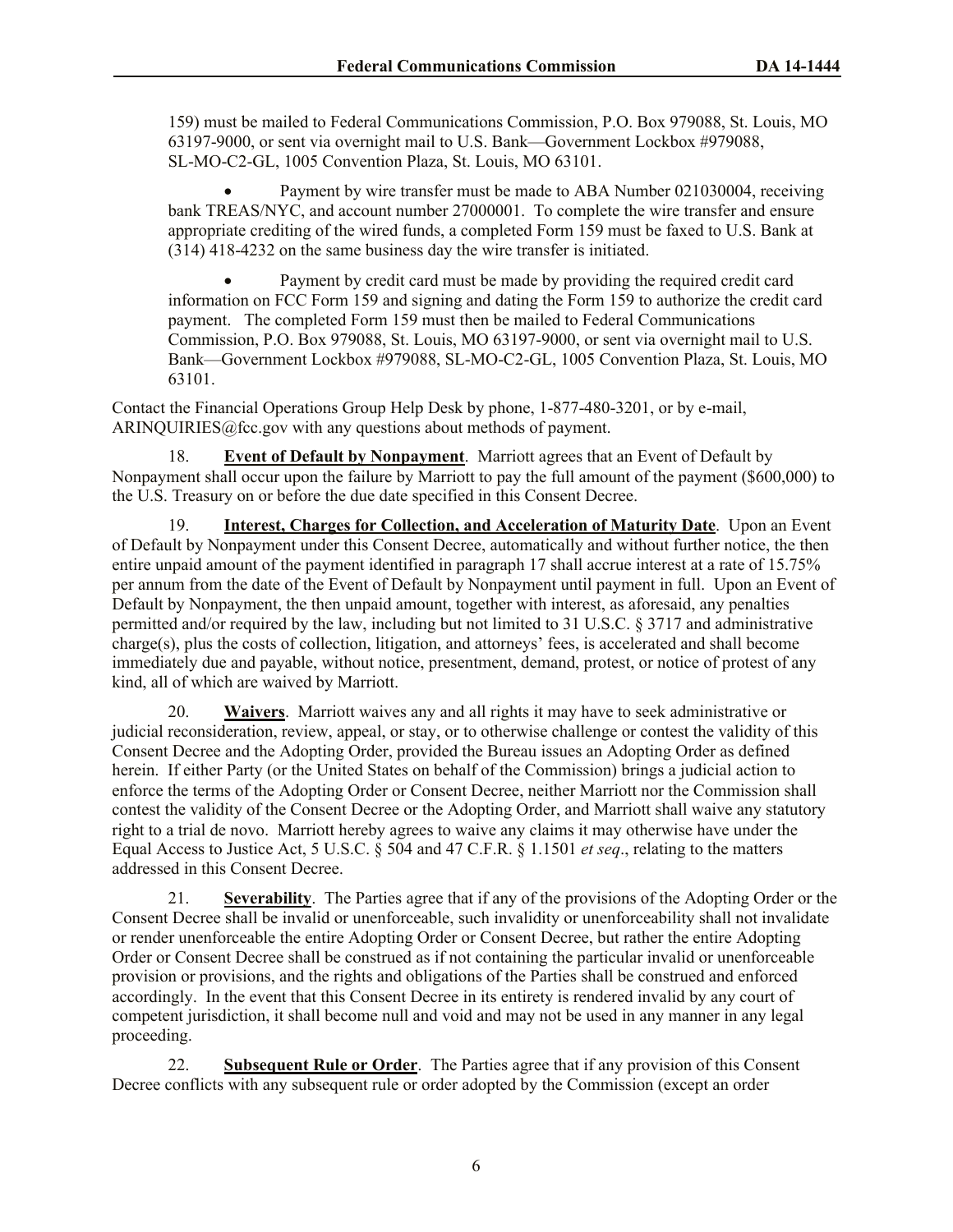159) must be mailed to Federal Communications Commission, P.O. Box 979088, St. Louis, MO 63197-9000, or sent via overnight mail to U.S. Bank—Government Lockbox #979088, SL-MO-C2-GL, 1005 Convention Plaza, St. Louis, MO 63101.

- Payment by wire transfer must be made to ABA Number 021030004, receiving bank TREAS/NYC, and account number 27000001. To complete the wire transfer and ensure appropriate crediting of the wired funds, a completed Form 159 must be faxed to U.S. Bank at (314) 418-4232 on the same business day the wire transfer is initiated.

- Payment by credit card must be made by providing the required credit card information on FCC Form 159 and signing and dating the Form 159 to authorize the credit card payment. The completed Form 159 must then be mailed to Federal Communications Commission, P.O. Box 979088, St. Louis, MO 63197-9000, or sent via overnight mail to U.S. Bank—Government Lockbox #979088, SL-MO-C2-GL, 1005 Convention Plaza, St. Louis, MO 63101.

Contact the Financial Operations Group Help Desk by phone, 1-877-480-3201, or by e-mail, ARINQUIRIES@fcc.gov with any questions about methods of payment.

18. **Event of Default by Nonpayment**. Marriott agrees that an Event of Default by Nonpayment shall occur upon the failure by Marriott to pay the full amount of the payment ($600,000) to the U.S. Treasury on or before the due date specified in this Consent Decree.

19. **Interest, Charges for Collection, and Acceleration of Maturity Date**. Upon an Event of Default by Nonpayment under this Consent Decree, automatically and without further notice, the then entire unpaid amount of the payment identified in paragraph 17 shall accrue interest at a rate of 15.75% per annum from the date of the Event of Default by Nonpayment until payment in full. Upon an Event of Default by Nonpayment, the then unpaid amount, together with interest, as aforesaid, any penalties permitted and/or required by the law, including but not limited to 31 U.S.C. § 3717 and administrative charge(s), plus the costs of collection, litigation, and attorneys' fees, is accelerated and shall become immediately due and payable, without notice, presentment, demand, protest, or notice of protest of any kind, all of which are waived by Marriott.

20. **Waivers**. Marriott waives any and all rights it may have to seek administrative or judicial reconsideration, review, appeal, or stay, or to otherwise challenge or contest the validity of this Consent Decree and the Adopting Order, provided the Bureau issues an Adopting Order as defined herein. If either Party (or the United States on behalf of the Commission) brings a judicial action to enforce the terms of the Adopting Order or Consent Decree, neither Marriott nor the Commission shall contest the validity of the Consent Decree or the Adopting Order, and Marriott shall waive any statutory right to a trial de novo. Marriott hereby agrees to waive any claims it may otherwise have under the Equal Access to Justice Act, 5 U.S.C. § 504 and 47 C.F.R. § 1.1501 *et seq*., relating to the matters addressed in this Consent Decree.

21. **Severability**. The Parties agree that if any of the provisions of the Adopting Order or the Consent Decree shall be invalid or unenforceable, such invalidity or unenforceability shall not invalidate or render unenforceable the entire Adopting Order or Consent Decree, but rather the entire Adopting Order or Consent Decree shall be construed as if not containing the particular invalid or unenforceable provision or provisions, and the rights and obligations of the Parties shall be construed and enforced accordingly. In the event that this Consent Decree in its entirety is rendered invalid by any court of competent jurisdiction, it shall become null and void and may not be used in any manner in any legal proceeding.

22. **Subsequent Rule or Order**. The Parties agree that if any provision of this Consent Decree conflicts with any subsequent rule or order adopted by the Commission (except an order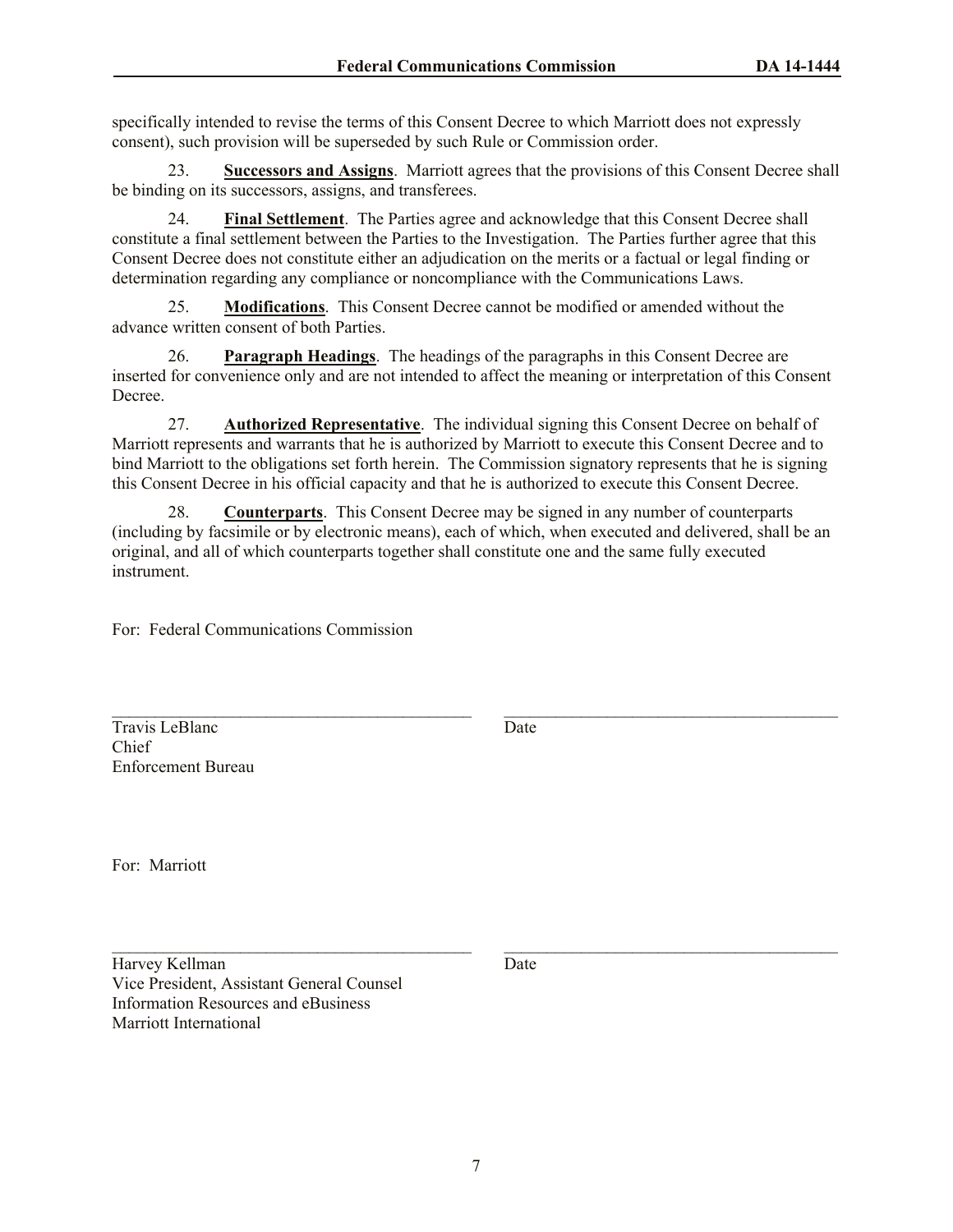specifically intended to revise the terms of this Consent Decree to which Marriott does not expressly consent), such provision will be superseded by such Rule or Commission order.

23. **Successors and Assigns**. Marriott agrees that the provisions of this Consent Decree shall be binding on its successors, assigns, and transferees.

24. **Final Settlement**. The Parties agree and acknowledge that this Consent Decree shall constitute a final settlement between the Parties to the Investigation. The Parties further agree that this Consent Decree does not constitute either an adjudication on the merits or a factual or legal finding or determination regarding any compliance or noncompliance with the Communications Laws.

25. **Modifications**. This Consent Decree cannot be modified or amended without the advance written consent of both Parties.

26. **Paragraph Headings**. The headings of the paragraphs in this Consent Decree are inserted for convenience only and are not intended to affect the meaning or interpretation of this Consent Decree.

27. **Authorized Representative**. The individual signing this Consent Decree on behalf of Marriott represents and warrants that he is authorized by Marriott to execute this Consent Decree and to bind Marriott to the obligations set forth herein. The Commission signatory represents that he is signing this Consent Decree in his official capacity and that he is authorized to execute this Consent Decree.

28. **Counterparts**. This Consent Decree may be signed in any number of counterparts (including by facsimile or by electronic means), each of which, when executed and delivered, shall be an original, and all of which counterparts together shall constitute one and the same fully executed instrument.

For: Federal Communications Commission

\_\_\_\_\_\_\_\_\_\_\_\_\_\_\_\_\_\_\_\_\_\_\_\_\_\_\_\_\_\_\_\_\_\_\_\_\_\_\_\_ \_\_\_\_\_\_\_\_\_\_\_\_\_\_\_\_\_\_\_\_\_\_\_\_\_\_\_\_\_\_\_\_\_\_\_\_\_\_

Travis LeBlanc
Chief
Enforcement Bureau

Date

For: Marriott

\_\_\_\_\_\_\_\_\_\_\_\_\_\_\_\_\_\_\_\_\_\_\_\_\_\_\_\_\_\_\_\_\_\_\_\_\_\_\_\_ \_\_\_\_\_\_\_\_\_\_\_\_\_\_\_\_\_\_\_\_\_\_\_\_\_\_\_\_\_\_\_\_\_\_\_\_\_\_

Harvey Kellman
Vice President, Assistant General Counsel
Information Resources and eBusiness
Marriott International

Date